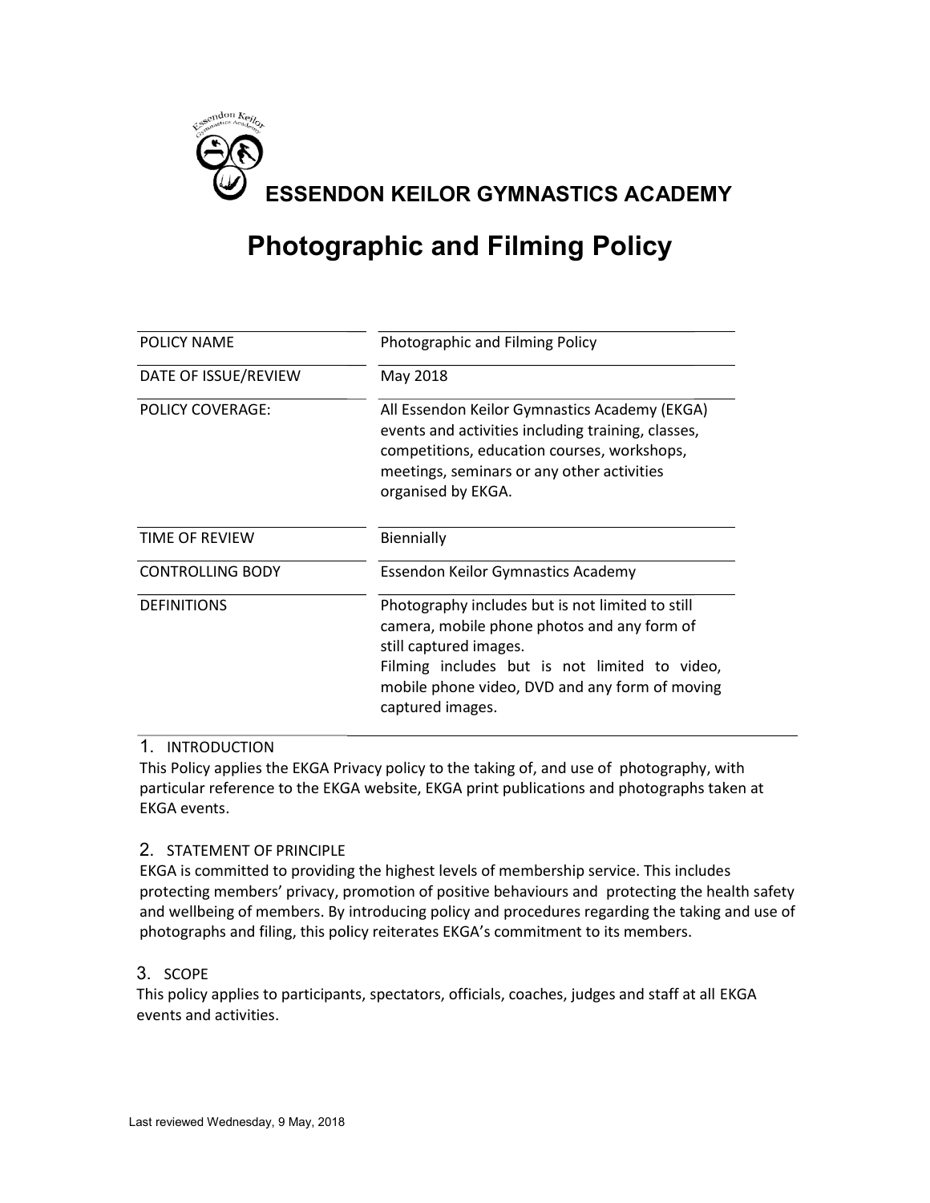# ESSENDON KEILOR GYMNASTICS ACADEMY

## Photographic and Filming Policy

| | |
|---|---|
| POLICY NAME | Photographic and Filming Policy |
| DATE OF ISSUE/REVIEW | May 2018 |
| POLICY COVERAGE: | All Essendon Keilor Gymnastics Academy (EKGA) events and activities including training, classes, competitions, education courses, workshops, meetings, seminars or any other activities organised by EKGA. |
| TIME OF REVIEW | Biennially |
| CONTROLLING BODY | Essendon Keilor Gymnastics Academy |
| DEFINITIONS | Photography includes but is not limited to still camera, mobile phone photos and any form of still captured images.<br>Filming includes but is not limited to video, mobile phone video, DVD and any form of moving captured images. |

### 1. INTRODUCTION

This Policy applies the EKGA Privacy policy to the taking of, and use of photography, with particular reference to the EKGA website, EKGA print publications and photographs taken at EKGA events.

### 2. STATEMENT OF PRINCIPLE

EKGA is committed to providing the highest levels of membership service. This includes protecting members' privacy, promotion of positive behaviours and protecting the health safety and wellbeing of members. By introducing policy and procedures regarding the taking and use of photographs and filing, this policy reiterates EKGA's commitment to its members.

### 3. SCOPE

This policy applies to participants, spectators, officials, coaches, judges and staff at all EKGA events and activities.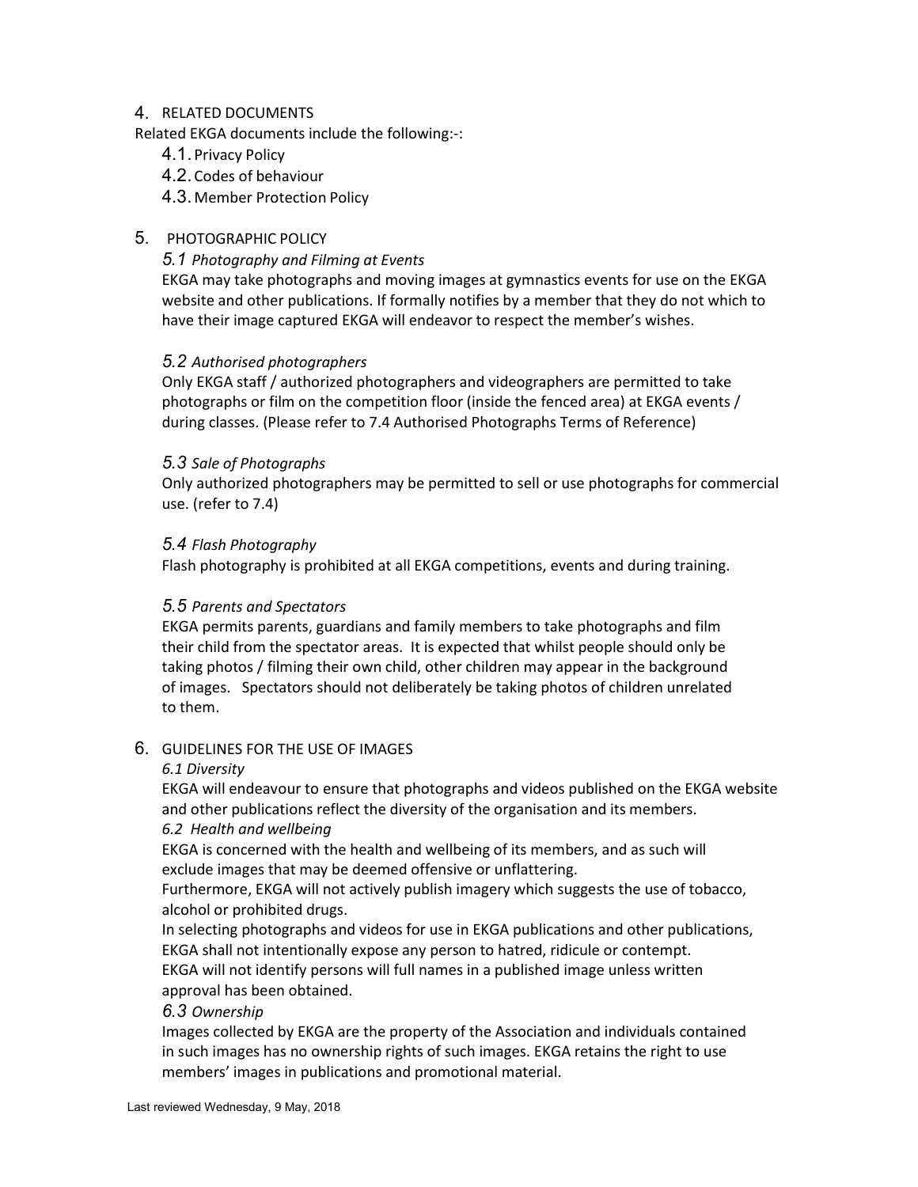## 4. RELATED DOCUMENTS

Related EKGA documents include the following:-:

4.1. Privacy Policy
4.2. Codes of behaviour
4.3. Member Protection Policy

## 5. PHOTOGRAPHIC POLICY

### *5.1 Photography and Filming at Events*

EKGA may take photographs and moving images at gymnastics events for use on the EKGA website and other publications. If formally notifies by a member that they do not which to have their image captured EKGA will endeavor to respect the member's wishes.

### *5.2 Authorised photographers*

Only EKGA staff / authorized photographers and videographers are permitted to take photographs or film on the competition floor (inside the fenced area) at EKGA events / during classes. (Please refer to 7.4 Authorised Photographs Terms of Reference)

### *5.3 Sale of Photographs*

Only authorized photographers may be permitted to sell or use photographs for commercial use. (refer to 7.4)

### *5.4 Flash Photography*

Flash photography is prohibited at all EKGA competitions, events and during training.

### *5.5 Parents and Spectators*

EKGA permits parents, guardians and family members to take photographs and film their child from the spectator areas. It is expected that whilst people should only be taking photos / filming their own child, other children may appear in the background of images. Spectators should not deliberately be taking photos of children unrelated to them.

## 6. GUIDELINES FOR THE USE OF IMAGES

### *6.1 Diversity*

EKGA will endeavour to ensure that photographs and videos published on the EKGA website and other publications reflect the diversity of the organisation and its members.

### *6.2 Health and wellbeing*

EKGA is concerned with the health and wellbeing of its members, and as such will exclude images that may be deemed offensive or unflattering.

Furthermore, EKGA will not actively publish imagery which suggests the use of tobacco, alcohol or prohibited drugs.

In selecting photographs and videos for use in EKGA publications and other publications, EKGA shall not intentionally expose any person to hatred, ridicule or contempt.

EKGA will not identify persons will full names in a published image unless written approval has been obtained.

### *6.3 Ownership*

Images collected by EKGA are the property of the Association and individuals contained in such images has no ownership rights of such images. EKGA retains the right to use members' images in publications and promotional material.

Last reviewed Wednesday, 9 May, 2018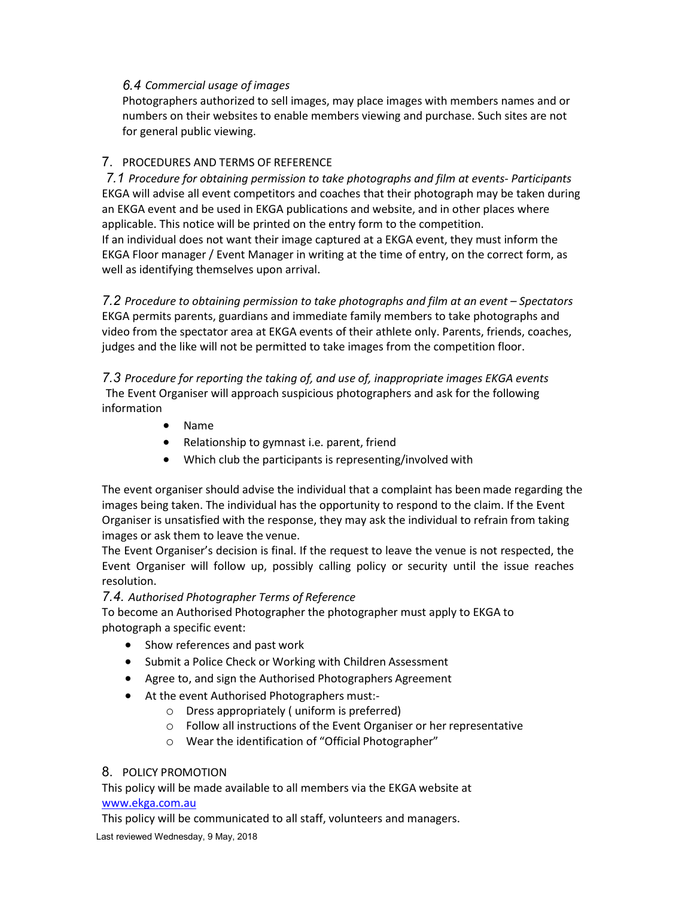### *6.4 Commercial usage of images*

Photographers authorized to sell images, may place images with members names and or numbers on their websites to enable members viewing and purchase. Such sites are not for general public viewing.

## 7. PROCEDURES AND TERMS OF REFERENCE

### *7.1 Procedure for obtaining permission to take photographs and film at events- Participants*

EKGA will advise all event competitors and coaches that their photograph may be taken during an EKGA event and be used in EKGA publications and website, and in other places where applicable. This notice will be printed on the entry form to the competition.

If an individual does not want their image captured at a EKGA event, they must inform the EKGA Floor manager / Event Manager in writing at the time of entry, on the correct form, as well as identifying themselves upon arrival.

### *7.2 Procedure to obtaining permission to take photographs and film at an event – Spectators*

EKGA permits parents, guardians and immediate family members to take photographs and video from the spectator area at EKGA events of their athlete only. Parents, friends, coaches, judges and the like will not be permitted to take images from the competition floor.

### *7.3 Procedure for reporting the taking of, and use of, inappropriate images EKGA events*

The Event Organiser will approach suspicious photographers and ask for the following information

- Name
- Relationship to gymnast i.e. parent, friend
- Which club the participants is representing/involved with

The event organiser should advise the individual that a complaint has been made regarding the images being taken. The individual has the opportunity to respond to the claim. If the Event Organiser is unsatisfied with the response, they may ask the individual to refrain from taking images or ask them to leave the venue.

The Event Organiser's decision is final. If the request to leave the venue is not respected, the Event Organiser will follow up, possibly calling policy or security until the issue reaches resolution.

### *7.4. Authorised Photographer Terms of Reference*

To become an Authorised Photographer the photographer must apply to EKGA to photograph a specific event:

- Show references and past work
- Submit a Police Check or Working with Children Assessment
- Agree to, and sign the Authorised Photographers Agreement
- At the event Authorised Photographers must:-
  - Dress appropriately ( uniform is preferred)
  - Follow all instructions of the Event Organiser or her representative
  - Wear the identification of "Official Photographer"

## 8. POLICY PROMOTION

This policy will be made available to all members via the EKGA website at [www.ekga.com.au](http://www.ekga.com.au)

This policy will be communicated to all staff, volunteers and managers.

Last reviewed Wednesday, 9 May, 2018